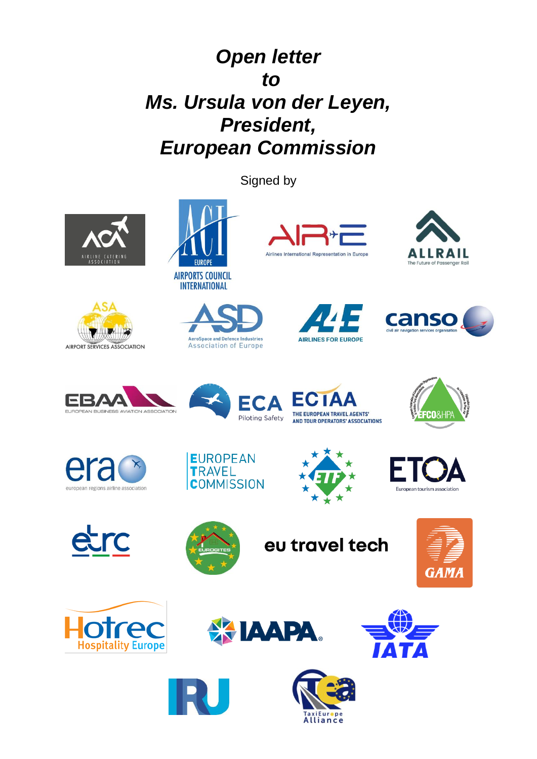# *Open letter to Ms. Ursula von der Leyen, President, European Commission*

Signed by

AIRLINE CATERING ASSOCIATION

ACI EUROPE AIRPORTS COUNCIL INTERNATIONAL

A4E Airlines International Representation in Europe

ALLRAIL The Future of Passenger Rail

ASA AIRPORT SERVICES ASSOCIATION

ASD AeroSpace and Defence Industries Association of Europe

A4E AIRLINES FOR EUROPE

canso civil air navigation services organisation

EBAA EUROPEAN BUSINESS AVIATION ASSOCIATION

ECA Piloting Safety

ECTAA THE EUROPEAN TRAVEL AGENTS' AND TOUR OPERATORS' ASSOCIATIONS

EFCO&HPA

era european regions airline association

EUROPEAN TRAVEL COMMISSION

ETF

ETOA European tourism association

etrc

EURO GITES

eu travel tech

GAMA

Hotrec Hospitality Europe

IAAPA

IATA

IRU

TaxiEurope Alliance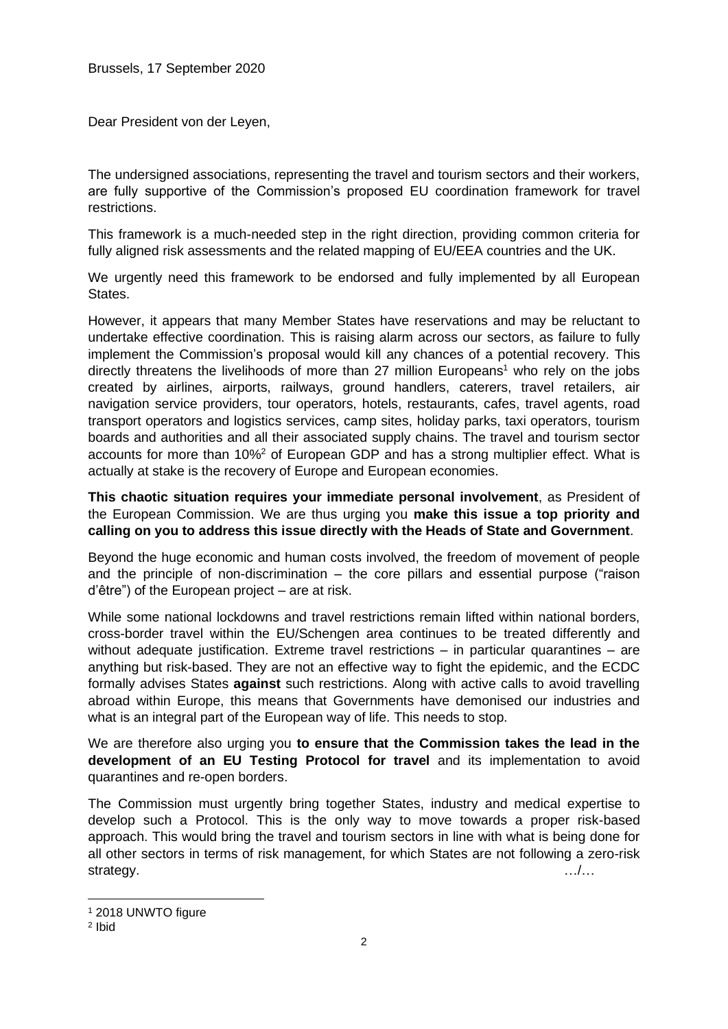Brussels, 17 September 2020

Dear President von der Leyen,

The undersigned associations, representing the travel and tourism sectors and their workers, are fully supportive of the Commission's proposed EU coordination framework for travel restrictions.

This framework is a much-needed step in the right direction, providing common criteria for fully aligned risk assessments and the related mapping of EU/EEA countries and the UK.

We urgently need this framework to be endorsed and fully implemented by all European States.

However, it appears that many Member States have reservations and may be reluctant to undertake effective coordination. This is raising alarm across our sectors, as failure to fully implement the Commission's proposal would kill any chances of a potential recovery. This directly threatens the livelihoods of more than 27 million Europeans[1] who rely on the jobs created by airlines, airports, railways, ground handlers, caterers, travel retailers, air navigation service providers, tour operators, hotels, restaurants, cafes, travel agents, road transport operators and logistics services, camp sites, holiday parks, taxi operators, tourism boards and authorities and all their associated supply chains. The travel and tourism sector accounts for more than 10%[2] of European GDP and has a strong multiplier effect. What is actually at stake is the recovery of Europe and European economies.

**This chaotic situation requires your immediate personal involvement**, as President of the European Commission. We are thus urging you **make this issue a top priority and calling on you to address this issue directly with the Heads of State and Government**.

Beyond the huge economic and human costs involved, the freedom of movement of people and the principle of non-discrimination – the core pillars and essential purpose ("raison d'être") of the European project – are at risk.

While some national lockdowns and travel restrictions remain lifted within national borders, cross-border travel within the EU/Schengen area continues to be treated differently and without adequate justification. Extreme travel restrictions – in particular quarantines – are anything but risk-based. They are not an effective way to fight the epidemic, and the ECDC formally advises States **against** such restrictions. Along with active calls to avoid travelling abroad within Europe, this means that Governments have demonised our industries and what is an integral part of the European way of life. This needs to stop.

We are therefore also urging you **to ensure that the Commission takes the lead in the development of an EU Testing Protocol for travel** and its implementation to avoid quarantines and re-open borders.

The Commission must urgently bring together States, industry and medical expertise to develop such a Protocol. This is the only way to move towards a proper risk-based approach. This would bring the travel and tourism sectors in line with what is being done for all other sectors in terms of risk management, for which States are not following a zero-risk strategy. …/…

[1] 2018 UNWTO figure

[2] Ibid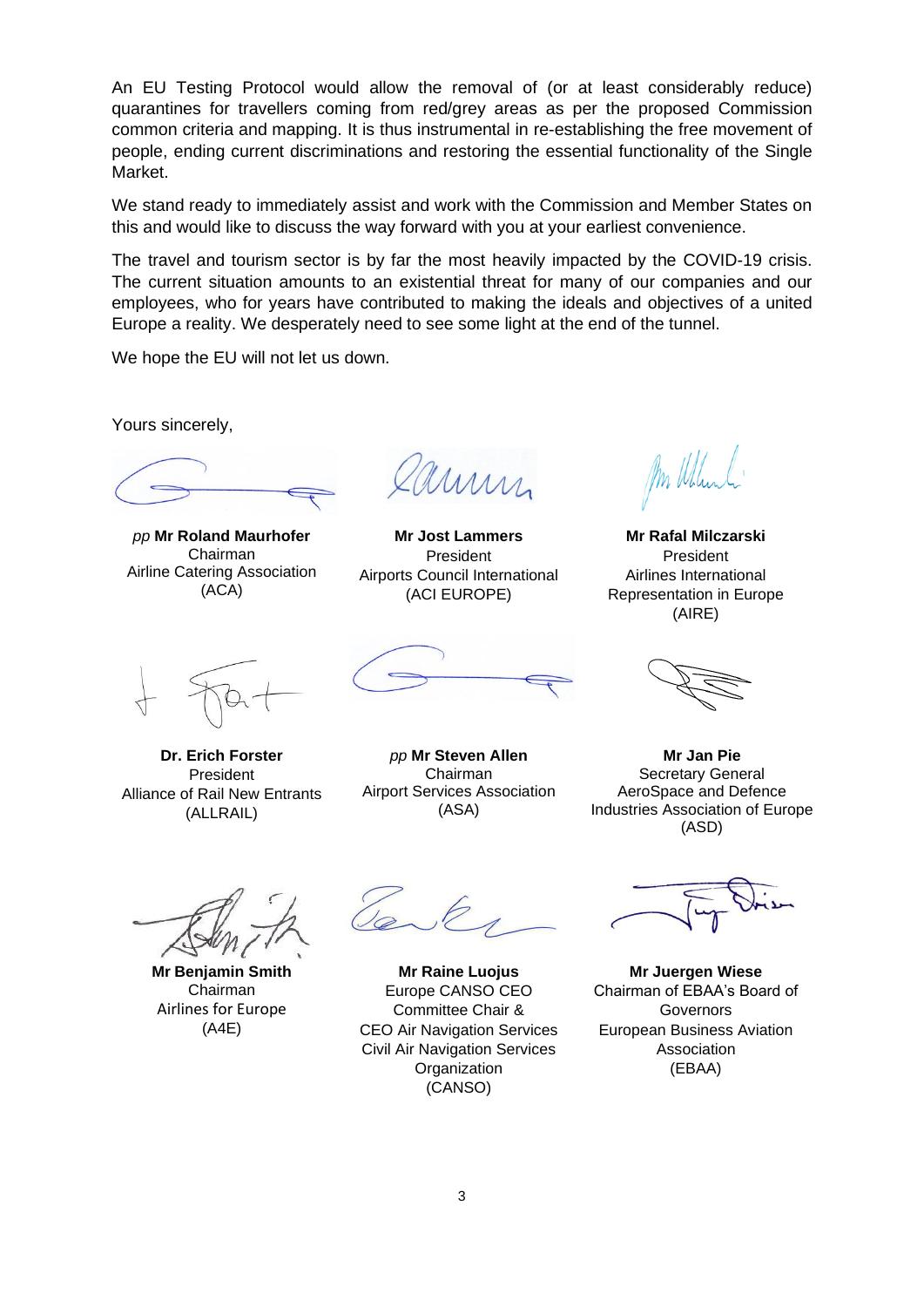An EU Testing Protocol would allow the removal of (or at least considerably reduce) quarantines for travellers coming from red/grey areas as per the proposed Commission common criteria and mapping. It is thus instrumental in re-establishing the free movement of people, ending current discriminations and restoring the essential functionality of the Single Market.

We stand ready to immediately assist and work with the Commission and Member States on this and would like to discuss the way forward with you at your earliest convenience.

The travel and tourism sector is by far the most heavily impacted by the COVID-19 crisis. The current situation amounts to an existential threat for many of our companies and our employees, who for years have contributed to making the ideals and objectives of a united Europe a reality. We desperately need to see some light at the end of the tunnel.

We hope the EU will not let us down.

Yours sincerely,

*pp* **Mr Roland Maurhofer**
Chairman
Airline Catering Association
(ACA)

**Mr Jost Lammers**
President
Airports Council International
(ACI EUROPE)

**Mr Rafal Milczarski**
President
Airlines International
Representation in Europe
(AIRE)

**Dr. Erich Forster**
President
Alliance of Rail New Entrants
(ALLRAIL)

*pp* **Mr Steven Allen**
Chairman
Airport Services Association
(ASA)

**Mr Jan Pie**
Secretary General
AeroSpace and Defence
Industries Association of Europe
(ASD)

**Mr Benjamin Smith**
Chairman
Airlines for Europe
(A4E)

**Mr Raine Luojus**
Europe CANSO CEO
Committee Chair &
CEO Air Navigation Services
Civil Air Navigation Services
Organization
(CANSO)

**Mr Juergen Wiese**
Chairman of EBAA's Board of
Governors
European Business Aviation
Association
(EBAA)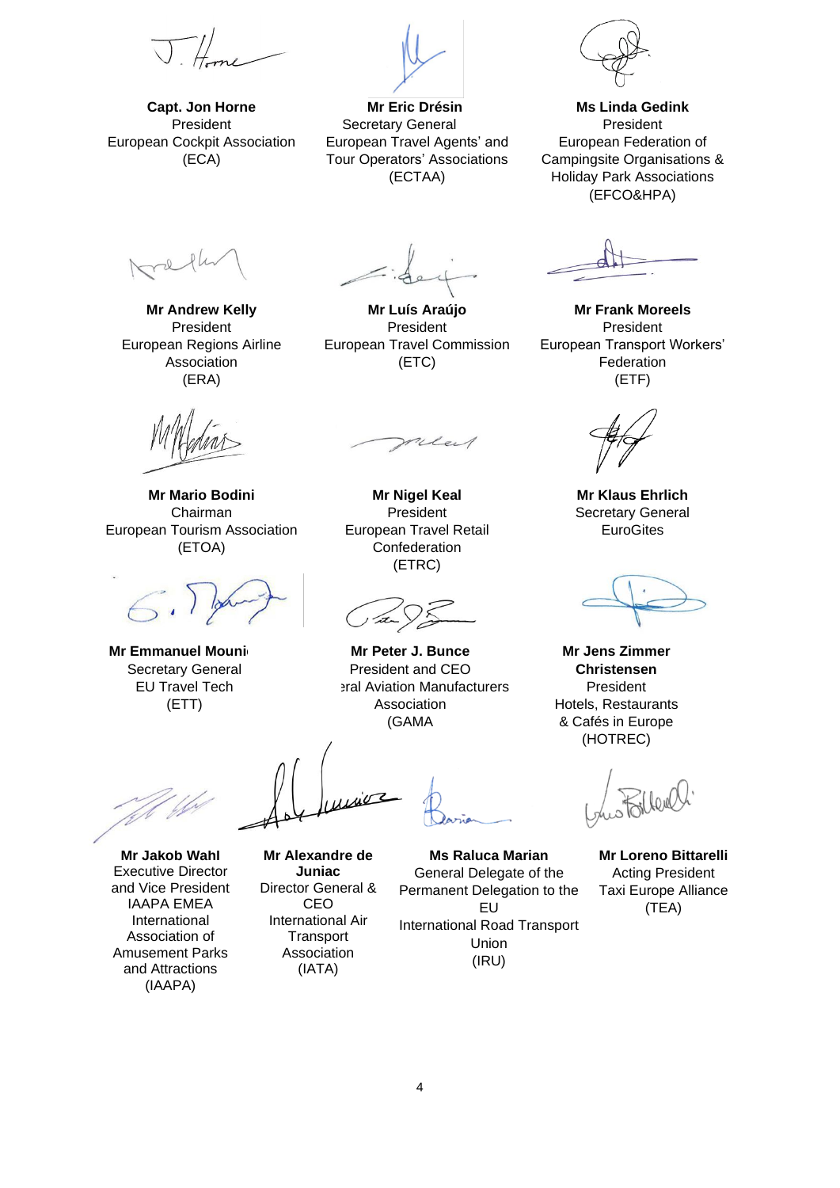**Capt. Jon Horne**
President
European Cockpit Association
(ECA)

**Mr Eric Drésin**
Secretary General
European Travel Agents' and Tour Operators' Associations
(ECTAA)

**Ms Linda Gedink**
President
European Federation of Campingsite Organisations & Holiday Park Associations
(EFCO&HPA)

**Mr Andrew Kelly**
President
European Regions Airline Association
(ERA)

**Mr Luís Araújo**
President
European Travel Commission
(ETC)

**Mr Frank Moreels**
President
European Transport Workers' Federation
(ETF)

**Mr Mario Bodini**
Chairman
European Tourism Association
(ETOA)

**Mr Nigel Keal**
President
European Travel Retail Confederation
(ETRC)

**Mr Klaus Ehrlich**
Secretary General
EuroGites

**Mr Emmanuel Mouni**
Secretary General
EU Travel Tech
(ETT)

**Mr Peter J. Bunce**
President and CEO
eral Aviation Manufacturers Association
(GAMA

**Mr Jens Zimmer Christensen**
President
Hotels, Restaurants & Cafés in Europe
(HOTREC)

**Mr Jakob Wahl**
Executive Director and Vice President IAAPA EMEA
International Association of Amusement Parks and Attractions
(IAAPA)

**Mr Alexandre de Juniac**
Director General & CEO
International Air Transport Association
(IATA)

**Ms Raluca Marian**
General Delegate of the Permanent Delegation to the EU
International Road Transport Union
(IRU)

**Mr Loreno Bittarelli**
Acting President
Taxi Europe Alliance
(TEA)